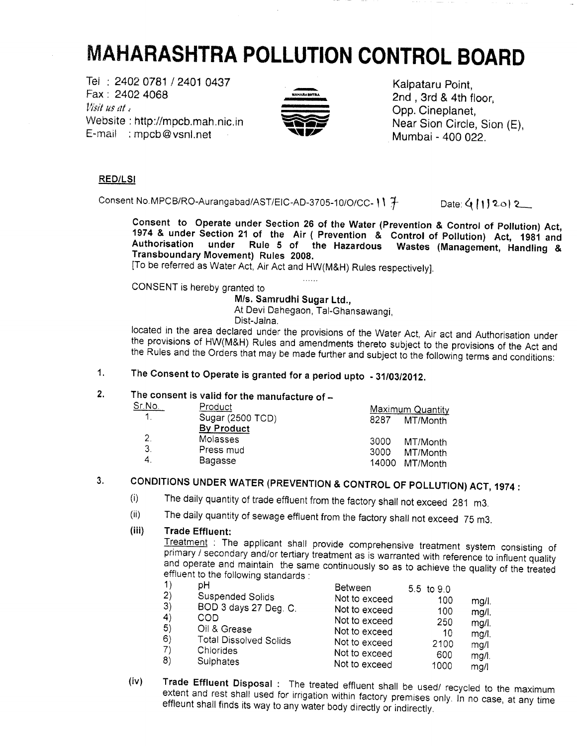# MAHARASHTRA POLLUTION CONTROL BOARD

Tel : 2402 0781 / 2401 0437
Fax : 2402 4068
*Visit us at :*
Website : http://mpcb.mah.nic.in
E-mail : mpcb@vsnl.net

Kalpataru Point,
2nd , 3rd & 4th floor,
Opp. Cineplanet,
Near Sion Circle, Sion (E),
Mumbai - 400 022.

**RED/LSI**

Consent No.MPCB/RO-Aurangabad/AST/EIC-AD-3705-10/O/CC- 117 Date: 4/1/2012

**Consent to Operate under Section 26 of the Water (Prevention & Control of Pollution) Act, 1974 & under Section 21 of the Air ( Prevention & Control of Pollution) Act, 1981 and Authorisation under Rule 5 of the Hazardous Wastes (Management, Handling & Transboundary Movement) Rules 2008.**
[To be referred as Water Act, Air Act and HW(M&H) Rules respectively].

......

CONSENT is hereby granted to

**M/s. Samrudhi Sugar Ltd.,**
At Devi Dahegaon, Tal-Ghansawangi,
Dist-Jalna.

located in the area declared under the provisions of the Water Act, Air act and Authorisation under the provisions of HW(M&H) Rules and amendments thereto subject to the provisions of the Act and the Rules and the Orders that may be made further and subject to the following terms and conditions:

1. **The Consent to Operate is granted for a period upto - 31/03/2012.**

2. **The consent is valid for the manufacture of –**

| Sr.No. | Product | Maximum Quantity |
|---|---|---|
| 1. | Sugar (2500 TCD) | 8287 MT/Month |
| | **By Product** | |
| 2. | Molasses | 3000 MT/Month |
| 3. | Press mud | 3000 MT/Month |
| 4. | Bagasse | 14000 MT/Month |

3. **CONDITIONS UNDER WATER (PREVENTION & CONTROL OF POLLUTION) ACT, 1974 :**

(i) The daily quantity of trade effluent from the factory shall not exceed 281 m3.

(ii) The daily quantity of sewage effluent from the factory shall not exceed 75 m3.

(iii) **Trade Effluent:**
Treatment : The applicant shall provide comprehensive treatment system consisting of primary / secondary and/or tertiary treatment as is warranted with reference to influent quality and operate and maintain the same continuously so as to achieve the quality of the treated effluent to the following standards :

| | Parameter | | Limit | Unit |
|---|---|---|---|---|
| 1) | pH | Between | 5.5 to 9.0 | |
| 2) | Suspended Solids | Not to exceed | 100 | mg/l. |
| 3) | BOD 3 days 27 Deg. C. | Not to exceed | 100 | mg/l. |
| 4) | COD | Not to exceed | 250 | mg/l. |
| 5) | Oil & Grease | Not to exceed | 10 | mg/l. |
| 6) | Total Dissolved Solids | Not to exceed | 2100 | mg/l |
| 7) | Chlorides | Not to exceed | 600 | mg/l. |
| 8) | Sulphates | Not to exceed | 1000 | mg/l |

(iv) **Trade Effluent Disposal :** The treated effluent shall be used/ recycled to the maximum extent and rest shall used for irrigation within factory premises only. In no case, at any time effleunt shall finds its way to any water body directly or indirectly.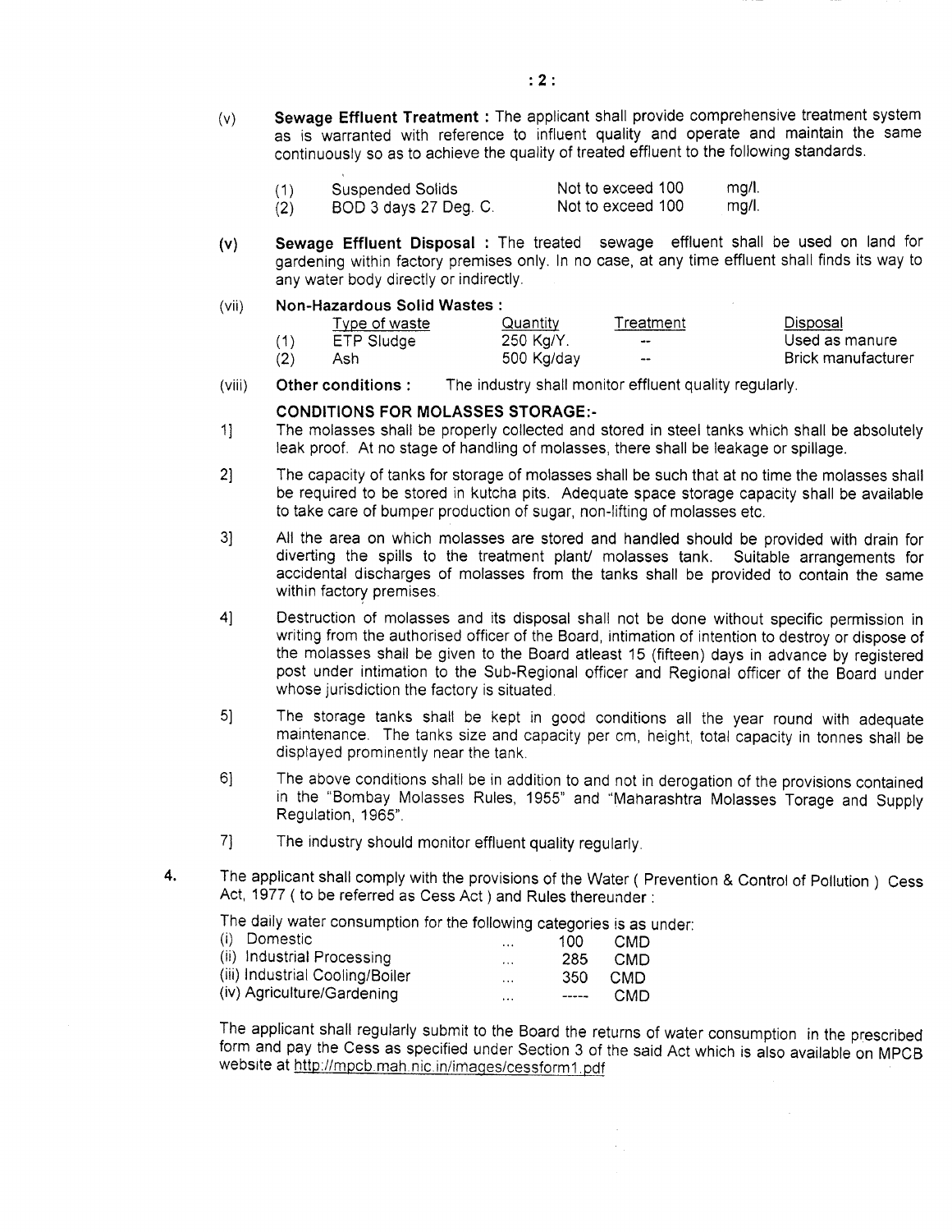(v) **Sewage Effluent Treatment :** The applicant shall provide comprehensive treatment system as is warranted with reference to influent quality and operate and maintain the same continuously so as to achieve the quality of treated effluent to the following standards.

| | | | |
|---|---|---|---|
| (1) | Suspended Solids | Not to exceed 100 | mg/l. |
| (2) | BOD 3 days 27 Deg. C. | Not to exceed 100 | mg/l. |

**(v)** **Sewage Effluent Disposal :** The treated sewage effluent shall be used on land for gardening within factory premises only. In no case, at any time effluent shall finds its way to any water body directly or indirectly.

(vii) **Non-Hazardous Solid Wastes :**

| | Type of waste | Quantity | Treatment | Disposal |
|---|---|---|---|---|
| (1) | ETP Sludge | 250 Kg/Y. | -- | Used as manure |
| (2) | Ash | 500 Kg/day | -- | Brick manufacturer |

(viii) **Other conditions :** The industry shall monitor effluent quality regularly.

**CONDITIONS FOR MOLASSES STORAGE:-**

1] The molasses shall be properly collected and stored in steel tanks which shall be absolutely leak proof. At no stage of handling of molasses, there shall be leakage or spillage.

2] The capacity of tanks for storage of molasses shall be such that at no time the molasses shall be required to be stored in kutcha pits. Adequate space storage capacity shall be available to take care of bumper production of sugar, non-lifting of molasses etc.

3] All the area on which molasses are stored and handled should be provided with drain for diverting the spills to the treatment plant/ molasses tank. Suitable arrangements for accidental discharges of molasses from the tanks shall be provided to contain the same within factory premises.

4] Destruction of molasses and its disposal shall not be done without specific permission in writing from the authorised officer of the Board, intimation of intention to destroy or dispose of the molasses shall be given to the Board atleast 15 (fifteen) days in advance by registered post under intimation to the Sub-Regional officer and Regional officer of the Board under whose jurisdiction the factory is situated.

5] The storage tanks shall be kept in good conditions all the year round with adequate maintenance. The tanks size and capacity per cm, height, total capacity in tonnes shall be displayed prominently near the tank.

6] The above conditions shall be in addition to and not in derogation of the provisions contained in the "Bombay Molasses Rules, 1955" and "Maharashtra Molasses Torage and Supply Regulation, 1965".

7] The industry should monitor effluent quality regularly.

**4.** The applicant shall comply with the provisions of the Water ( Prevention & Control of Pollution ) Cess Act, 1977 ( to be referred as Cess Act ) and Rules thereunder :

The daily water consumption for the following categories is as under:

| | | | |
|---|---|---|---|
| (i) Domestic | ... | 100 | CMD |
| (ii) Industrial Processing | ... | 285 | CMD |
| (iii) Industrial Cooling/Boiler | ... | 350 | CMD |
| (iv) Agriculture/Gardening | ... | ----- | CMD |

The applicant shall regularly submit to the Board the returns of water consumption in the prescribed form and pay the Cess as specified under Section 3 of the said Act which is also available on MPCB website at http://mpcb.mah.nic.in/images/cessform1.pdf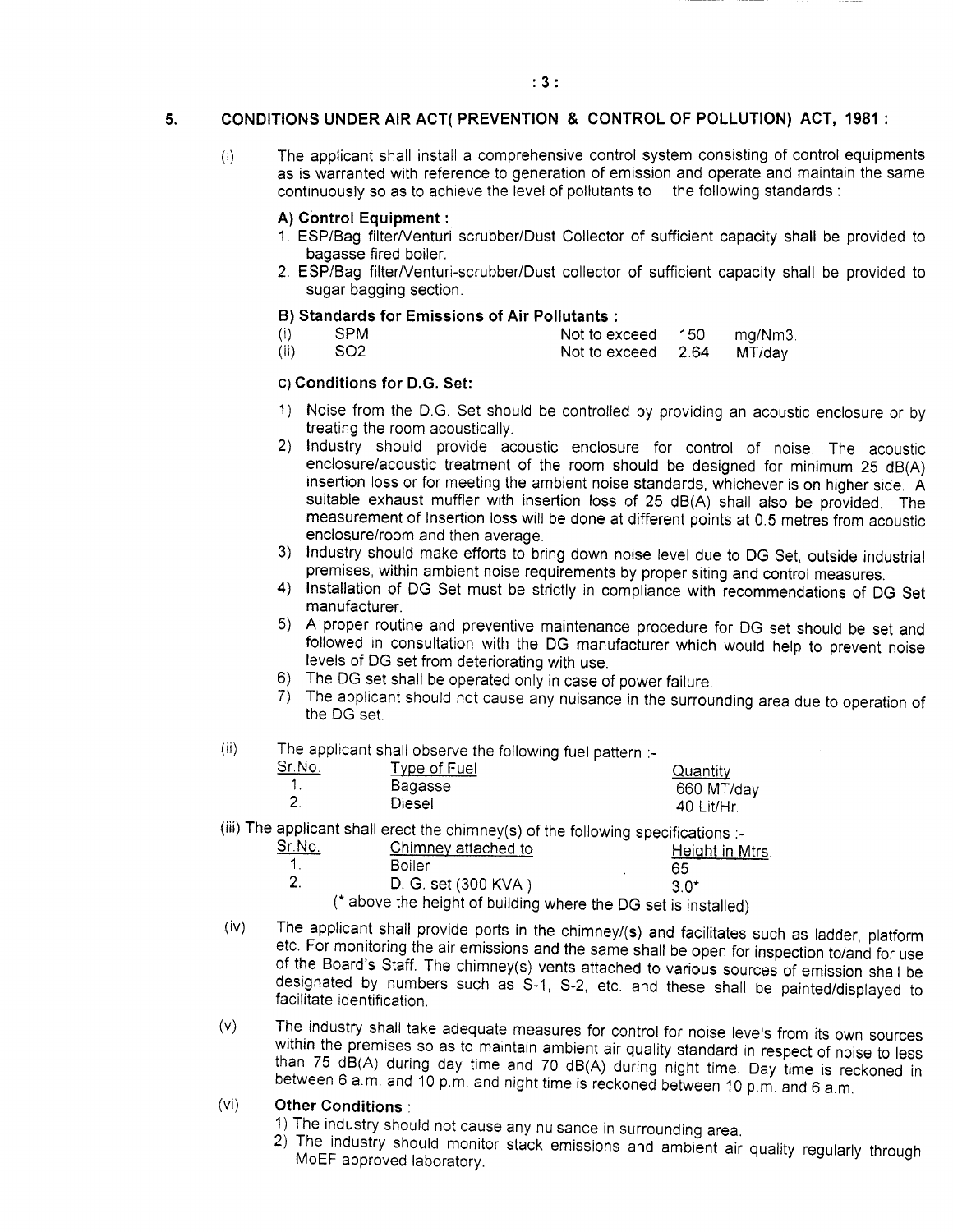## 5. CONDITIONS UNDER AIR ACT( PREVENTION & CONTROL OF POLLUTION) ACT, 1981 :

(i) The applicant shall install a comprehensive control system consisting of control equipments as is warranted with reference to generation of emission and operate and maintain the same continuously so as to achieve the level of pollutants to the following standards :

**A) Control Equipment :**

1. ESP/Bag filter/Venturi scrubber/Dust Collector of sufficient capacity shall be provided to bagasse fired boiler.
2. ESP/Bag filter/Venturi-scrubber/Dust collector of sufficient capacity shall be provided to sugar bagging section.

**B) Standards for Emissions of Air Pollutants :**

| | | | | |
|---|---|---|---|---|
| (i) | SPM | Not to exceed | 150 | mg/Nm3. |
| (ii) | SO2 | Not to exceed | 2.64 | MT/day |

**C) Conditions for D.G. Set:**

1) Noise from the D.G. Set should be controlled by providing an acoustic enclosure or by treating the room acoustically.
2) Industry should provide acoustic enclosure for control of noise. The acoustic enclosure/acoustic treatment of the room should be designed for minimum 25 dB(A) insertion loss or for meeting the ambient noise standards, whichever is on higher side. A suitable exhaust muffler with insertion loss of 25 dB(A) shall also be provided. The measurement of Insertion loss will be done at different points at 0.5 metres from acoustic enclosure/room and then average.
3) Industry should make efforts to bring down noise level due to DG Set, outside industrial premises, within ambient noise requirements by proper siting and control measures.
4) Installation of DG Set must be strictly in compliance with recommendations of DG Set manufacturer.
5) A proper routine and preventive maintenance procedure for DG set should be set and followed in consultation with the DG manufacturer which would help to prevent noise levels of DG set from deteriorating with use.
6) The DG set shall be operated only in case of power failure.
7) The applicant should not cause any nuisance in the surrounding area due to operation of the DG set.

(ii) The applicant shall observe the following fuel pattern :-

| Sr.No. | Type of Fuel | Quantity |
|---|---|---|
| 1. | Bagasse | 660 MT/day |
| 2. | Diesel | 40 Lit/Hr. |

(iii) The applicant shall erect the chimney(s) of the following specifications :-

| Sr.No. | Chimney attached to | Height in Mtrs. |
|---|---|---|
| 1. | Boiler | 65 |
| 2. | D. G. set (300 KVA ) | 3.0* |

(* above the height of building where the DG set is installed)

(iv) The applicant shall provide ports in the chimney/(s) and facilitates such as ladder, platform etc. For monitoring the air emissions and the same shall be open for inspection to/and for use of the Board's Staff. The chimney(s) vents attached to various sources of emission shall be designated by numbers such as S-1, S-2, etc. and these shall be painted/displayed to facilitate identification.

(v) The industry shall take adequate measures for control for noise levels from its own sources within the premises so as to maintain ambient air quality standard in respect of noise to less than 75 dB(A) during day time and 70 dB(A) during night time. Day time is reckoned in between 6 a.m. and 10 p.m. and night time is reckoned between 10 p.m. and 6 a.m.

(vi) **Other Conditions** :

1) The industry should not cause any nuisance in surrounding area.
2) The industry should monitor stack emissions and ambient air quality regularly through MoEF approved laboratory.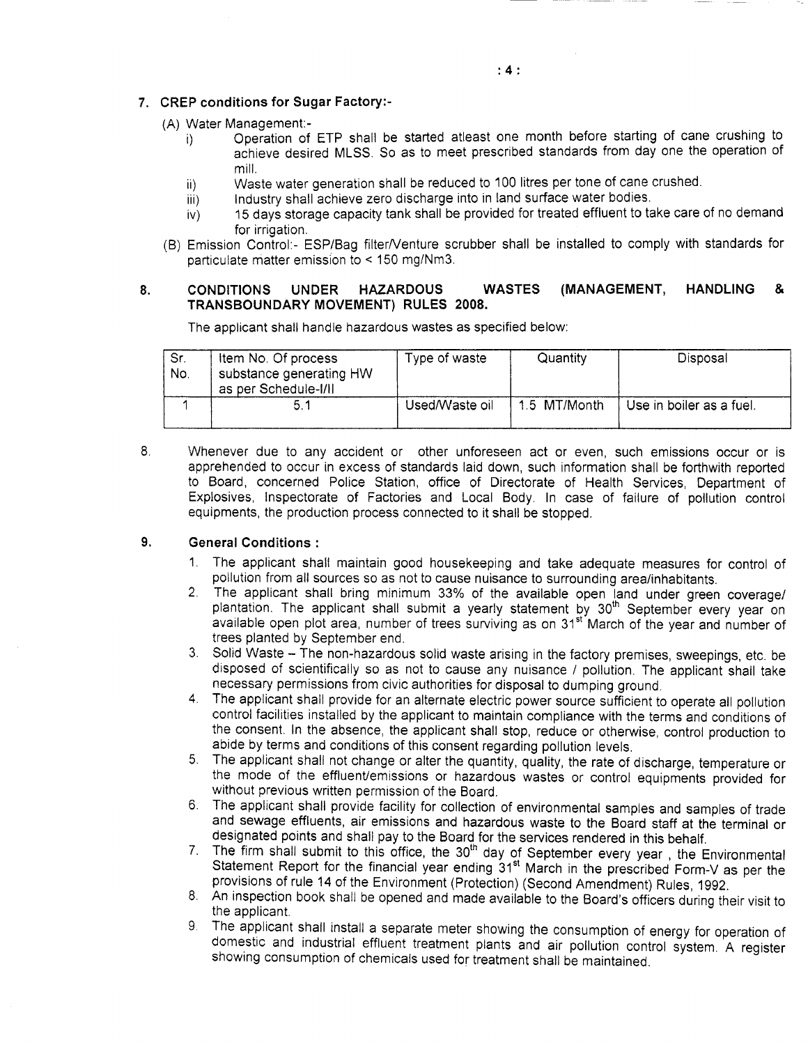**7. CREP conditions for Sugar Factory:-**

(A) Water Management:-

i) Operation of ETP shall be started atleast one month before starting of cane crushing to achieve desired MLSS. So as to meet prescribed standards from day one the operation of mill.

ii) Waste water generation shall be reduced to 100 litres per tone of cane crushed.

iii) Industry shall achieve zero discharge into in land surface water bodies.

iv) 15 days storage capacity tank shall be provided for treated effluent to take care of no demand for irrigation.

(B) Emission Control:- ESP/Bag filter/Venture scrubber shall be installed to comply with standards for particulate matter emission to < 150 mg/Nm3.

**8. CONDITIONS UNDER HAZARDOUS WASTES (MANAGEMENT, HANDLING & TRANSBOUNDARY MOVEMENT) RULES 2008.**

The applicant shall handle hazardous wastes as specified below:

| Sr. No. | Item No. Of process substance generating HW as per Schedule-I/II | Type of waste | Quantity | Disposal |
|---|---|---|---|---|
| 1 | 5.1 | Used/Waste oil | 1.5 MT/Month | Use in boiler as a fuel. |

8. Whenever due to any accident or other unforeseen act or even, such emissions occur or is apprehended to occur in excess of standards laid down, such information shall be forthwith reported to Board, concerned Police Station, office of Directorate of Health Services, Department of Explosives, Inspectorate of Factories and Local Body. In case of failure of pollution control equipments, the production process connected to it shall be stopped.

**9. General Conditions :**

1. The applicant shall maintain good housekeeping and take adequate measures for control of pollution from all sources so as not to cause nuisance to surrounding area/inhabitants.
2. The applicant shall bring minimum 33% of the available open land under green coverage/ plantation. The applicant shall submit a yearly statement by 30th September every year on available open plot area, number of trees surviving as on 31st March of the year and number of trees planted by September end.
3. Solid Waste – The non-hazardous solid waste arising in the factory premises, sweepings, etc. be disposed of scientifically so as not to cause any nuisance / pollution. The applicant shall take necessary permissions from civic authorities for disposal to dumping ground.
4. The applicant shall provide for an alternate electric power source sufficient to operate all pollution control facilities installed by the applicant to maintain compliance with the terms and conditions of the consent. In the absence, the applicant shall stop, reduce or otherwise, control production to abide by terms and conditions of this consent regarding pollution levels.
5. The applicant shall not change or alter the quantity, quality, the rate of discharge, temperature or the mode of the effluent/emissions or hazardous wastes or control equipments provided for without previous written permission of the Board.
6. The applicant shall provide facility for collection of environmental samples and samples of trade and sewage effluents, air emissions and hazardous waste to the Board staff at the terminal or designated points and shall pay to the Board for the services rendered in this behalf.
7. The firm shall submit to this office, the 30th day of September every year , the Environmental Statement Report for the financial year ending 31st March in the prescribed Form-V as per the provisions of rule 14 of the Environment (Protection) (Second Amendment) Rules, 1992.
8. An inspection book shall be opened and made available to the Board's officers during their visit to the applicant.
9. The applicant shall install a separate meter showing the consumption of energy for operation of domestic and industrial effluent treatment plants and air pollution control system. A register showing consumption of chemicals used for treatment shall be maintained.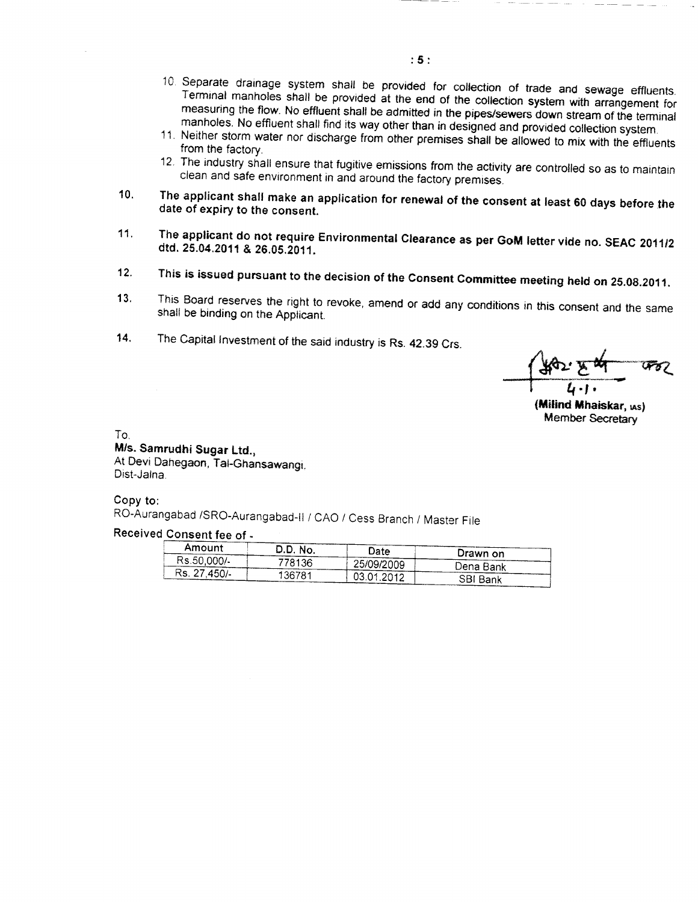10. Separate drainage system shall be provided for collection of trade and sewage effluents. Terminal manholes shall be provided at the end of the collection system with arrangement for measuring the flow. No effluent shall be admitted in the pipes/sewers down stream of the terminal manholes. No effluent shall find its way other than in designed and provided collection system.
11. Neither storm water nor discharge from other premises shall be allowed to mix with the effluents from the factory.
12. The industry shall ensure that fugitive emissions from the activity are controlled so as to maintain clean and safe environment in and around the factory premises.

10. **The applicant shall make an application for renewal of the consent at least 60 days before the date of expiry to the consent.**

11. **The applicant do not require Environmental Clearance as per GoM letter vide no. SEAC 2011/2 dtd. 25.04.2011 & 26.05.2011.**

12. **This is issued pursuant to the decision of the Consent Committee meeting held on 25.08.2011.**

13. This Board reserves the right to revoke, amend or add any conditions in this consent and the same shall be binding on the Applicant.

14. The Capital Investment of the said industry is Rs. 42.39 Crs.

**(Milind Mhaiskar, IAS)**
Member Secretary

To,
**M/s. Samrudhi Sugar Ltd.,**
At Devi Dahegaon, Tal-Ghansawangi,
Dist-Jalna.

Copy to:
RO-Aurangabad /SRO-Aurangabad-II / CAO / Cess Branch / Master File

**Received Consent fee of -**

| Amount | D.D. No. | Date | Drawn on |
|---|---|---|---|
| Rs.50,000/- | 778136 | 25/09/2009 | Dena Bank |
| Rs. 27,450/- | 136781 | 03.01.2012 | SBI Bank |